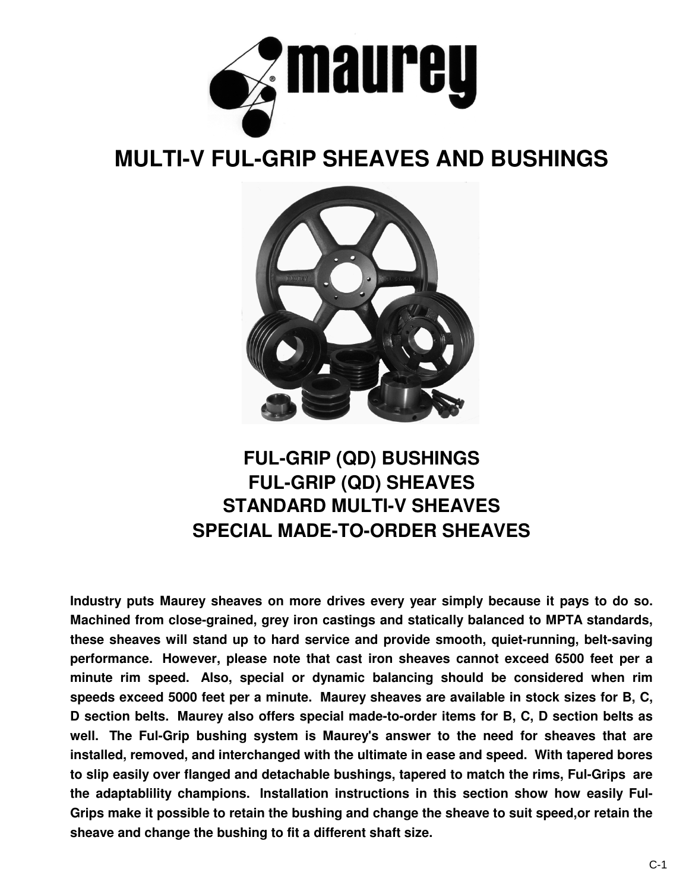# MULTI-V FUL-GRIP SHEAVES AND BUSHINGS

## FUL-GRIP (QD) BUSHINGS
## FUL-GRIP (QD) SHEAVES
## STANDARD MULTI-V SHEAVES
## SPECIAL MADE-TO-ORDER SHEAVES

**Industry puts Maurey sheaves on more drives every year simply because it pays to do so. Machined from close-grained, grey iron castings and statically balanced to MPTA standards, these sheaves will stand up to hard service and provide smooth, quiet-running, belt-saving performance. However, please note that cast iron sheaves cannot exceed 6500 feet per a minute rim speed. Also, special or dynamic balancing should be considered when rim speeds exceed 5000 feet per a minute. Maurey sheaves are available in stock sizes for B, C, D section belts. Maurey also offers special made-to-order items for B, C, D section belts as well. The Ful-Grip bushing system is Maurey's answer to the need for sheaves that are installed, removed, and interchanged with the ultimate in ease and speed. With tapered bores to slip easily over flanged and detachable bushings, tapered to match the rims, Ful-Grips are the adaptablility champions. Installation instructions in this section show how easily Ful-Grips make it possible to retain the bushing and change the sheave to suit speed,or retain the sheave and change the bushing to fit a different shaft size.**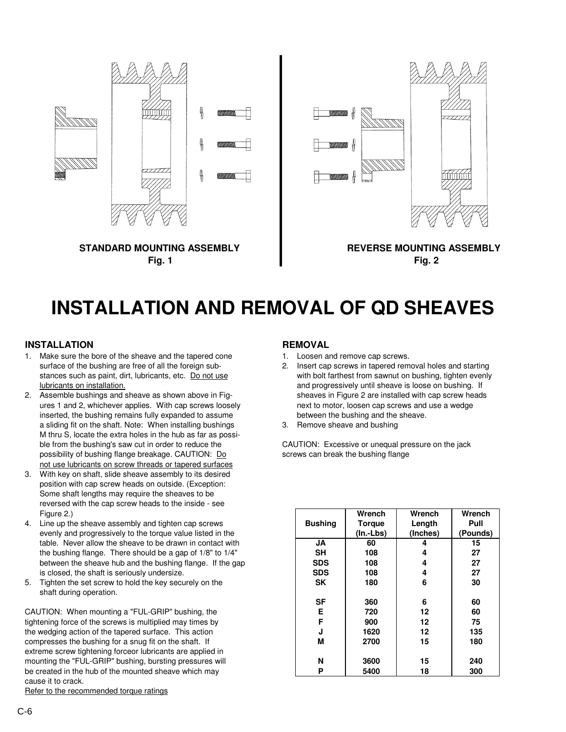STANDARD MOUNTING ASSEMBLY
Fig. 1

REVERSE MOUNTING ASSEMBLY
Fig. 2

# INSTALLATION AND REMOVAL OF QD SHEAVES

## INSTALLATION

1. Make sure the bore of the sheave and the tapered cone surface of the bushing are free of all the foreign substances such as paint, dirt, lubricants, etc. Do not use lubricants on installation.
2. Assemble bushings and sheave as shown above in Figures 1 and 2, whichever applies. With cap screws loosely inserted, the bushing remains fully expanded to assume a sliding fit on the shaft. Note: When installing bushings M thru S, locate the extra holes in the hub as far as possible from the bushing's saw cut in order to reduce the possibility of bushing flange breakage. CAUTION: Do not use lubricants on screw threads or tapered surfaces
3. With key on shaft, slide sheave assembly to its desired position with cap screw heads on outside. (Exception: Some shaft lengths may require the sheaves to be reversed with the cap screw heads to the inside - see Figure 2.)
4. Line up the sheave assembly and tighten cap screws evenly and progressively to the torque value listed in the table. Never allow the sheave to be drawn in contact with the bushing flange. There should be a gap of 1/8" to 1/4" between the sheave hub and the bushing flange. If the gap is closed, the shaft is seriously undersize.
5. Tighten the set screw to hold the key securely on the shaft during operation.

CAUTION: When mounting a "FUL-GRIP" bushing, the tightening force of the screws is multiplied may times by the wedging action of the tapered surface. This action compresses the bushing for a snug fit on the shaft. If extreme screw tightening forceor lubricants are applied in mounting the "FUL-GRIP" bushing, bursting pressures will be created in the hub of the mounted sheave which may cause it to crack.
Refer to the recommended torque ratings

## REMOVAL

1. Loosen and remove cap screws.
2. Insert cap screws in tapered removal holes and starting with bolt farthest from sawnut on bushing, tighten evenly and progressively until sheave is loose on bushing. If sheaves in Figure 2 are installed with cap screw heads next to motor, loosen cap screws and use a wedge between the bushing and the sheave.
3. Remove sheave and bushing

CAUTION: Excessive or unequal pressure on the jack screws can break the bushing flange

| Bushing | Wrench Torque (In.-Lbs) | Wrench Length (Inches) | Wrench Pull (Pounds) |
|---|---|---|---|
| JA | 60 | 4 | 15 |
| SH | 108 | 4 | 27 |
| SDS | 108 | 4 | 27 |
| SDS | 108 | 4 | 27 |
| SK | 180 | 6 | 30 |
| SF | 360 | 6 | 60 |
| E | 720 | 12 | 60 |
| F | 900 | 12 | 75 |
| J | 1620 | 12 | 135 |
| M | 2700 | 15 | 180 |
| N | 3600 | 15 | 240 |
| P | 5400 | 18 | 300 |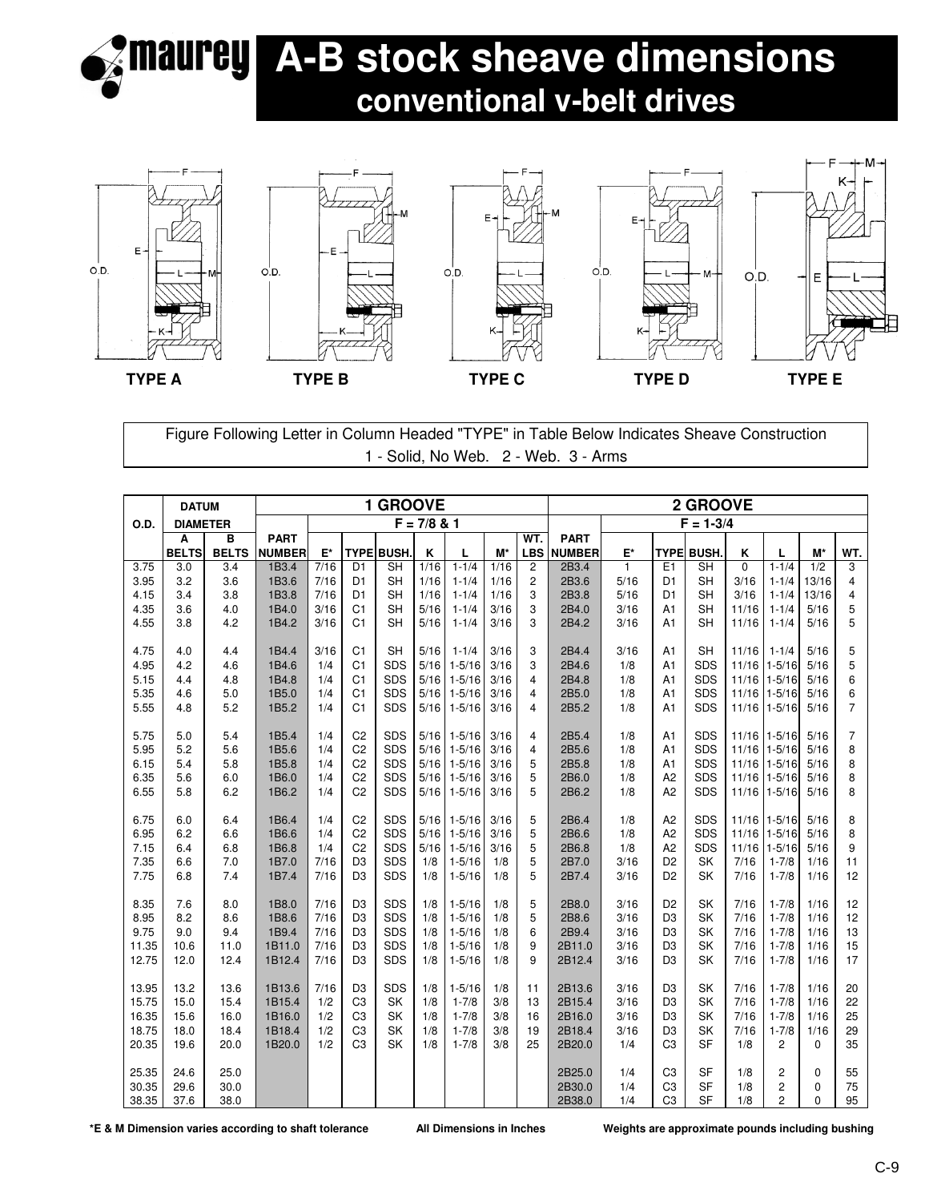# A-B stock sheave dimensions

## conventional v-belt drives

TYPE A    TYPE B    TYPE C    TYPE D    TYPE E

Figure Following Letter in Column Headed "TYPE" in Table Below Indicates Sheave Construction
1 - Solid, No Web.   2 - Web.   3 - Arms

| O.D. | DATUM DIAMETER | | 1 GROOVE F = 7/8 & 1 | | | | | | | | 2 GROOVE F = 1-3/4 | | | | | | | |
|---|---|---|---|---|---|---|---|---|---|---|---|---|---|---|---|---|---|---|
| | A BELTS | B BELTS | PART NUMBER | E* | TYPE | BUSH. | K | L | M* | WT. LBS | PART NUMBER | E* | TYPE | BUSH. | K | L | M* | WT. |
| 3.75 | 3.0 | 3.4 | 1B3.4 | 7/16 | D1 | SH | 1/16 | 1-1/4 | 1/16 | 2 | 2B3.4 | 1 | E1 | SH | 0 | 1-1/4 | 1/2 | 3 |
| 3.95 | 3.2 | 3.6 | 1B3.6 | 7/16 | D1 | SH | 1/16 | 1-1/4 | 1/16 | 2 | 2B3.6 | 5/16 | D1 | SH | 3/16 | 1-1/4 | 13/16 | 4 |
| 4.15 | 3.4 | 3.8 | 1B3.8 | 7/16 | D1 | SH | 1/16 | 1-1/4 | 1/16 | 3 | 2B3.8 | 5/16 | D1 | SH | 3/16 | 1-1/4 | 13/16 | 4 |
| 4.35 | 3.6 | 4.0 | 1B4.0 | 3/16 | C1 | SH | 5/16 | 1-1/4 | 3/16 | 3 | 2B4.0 | 3/16 | A1 | SH | 11/16 | 1-1/4 | 5/16 | 5 |
| 4.55 | 3.8 | 4.2 | 1B4.2 | 3/16 | C1 | SH | 5/16 | 1-1/4 | 3/16 | 3 | 2B4.2 | 3/16 | A1 | SH | 11/16 | 1-1/4 | 5/16 | 5 |
| 4.75 | 4.0 | 4.4 | 1B4.4 | 3/16 | C1 | SH | 5/16 | 1-1/4 | 3/16 | 3 | 2B4.4 | 3/16 | A1 | SH | 11/16 | 1-1/4 | 5/16 | 5 |
| 4.95 | 4.2 | 4.6 | 1B4.6 | 1/4 | C1 | SDS | 5/16 | 1-5/16 | 3/16 | 3 | 2B4.6 | 1/8 | A1 | SDS | 11/16 | 1-5/16 | 5/16 | 5 |
| 5.15 | 4.4 | 4.8 | 1B4.8 | 1/4 | C1 | SDS | 5/16 | 1-5/16 | 3/16 | 4 | 2B4.8 | 1/8 | A1 | SDS | 11/16 | 1-5/16 | 5/16 | 6 |
| 5.35 | 4.6 | 5.0 | 1B5.0 | 1/4 | C1 | SDS | 5/16 | 1-5/16 | 3/16 | 4 | 2B5.0 | 1/8 | A1 | SDS | 11/16 | 1-5/16 | 5/16 | 6 |
| 5.55 | 4.8 | 5.2 | 1B5.2 | 1/4 | C1 | SDS | 5/16 | 1-5/16 | 3/16 | 4 | 2B5.2 | 1/8 | A1 | SDS | 11/16 | 1-5/16 | 5/16 | 7 |
| 5.75 | 5.0 | 5.4 | 1B5.4 | 1/4 | C2 | SDS | 5/16 | 1-5/16 | 3/16 | 4 | 2B5.4 | 1/8 | A1 | SDS | 11/16 | 1-5/16 | 5/16 | 7 |
| 5.95 | 5.2 | 5.6 | 1B5.6 | 1/4 | C2 | SDS | 5/16 | 1-5/16 | 3/16 | 4 | 2B5.6 | 1/8 | A1 | SDS | 11/16 | 1-5/16 | 5/16 | 8 |
| 6.15 | 5.4 | 5.8 | 1B5.8 | 1/4 | C2 | SDS | 5/16 | 1-5/16 | 3/16 | 5 | 2B5.8 | 1/8 | A1 | SDS | 11/16 | 1-5/16 | 5/16 | 8 |
| 6.35 | 5.6 | 6.0 | 1B6.0 | 1/4 | C2 | SDS | 5/16 | 1-5/16 | 3/16 | 5 | 2B6.0 | 1/8 | A2 | SDS | 11/16 | 1-5/16 | 5/16 | 8 |
| 6.55 | 5.8 | 6.2 | 1B6.2 | 1/4 | C2 | SDS | 5/16 | 1-5/16 | 3/16 | 5 | 2B6.2 | 1/8 | A2 | SDS | 11/16 | 1-5/16 | 5/16 | 8 |
| 6.75 | 6.0 | 6.4 | 1B6.4 | 1/4 | C2 | SDS | 5/16 | 1-5/16 | 3/16 | 5 | 2B6.4 | 1/8 | A2 | SDS | 11/16 | 1-5/16 | 5/16 | 8 |
| 6.95 | 6.2 | 6.6 | 1B6.6 | 1/4 | C2 | SDS | 5/16 | 1-5/16 | 3/16 | 5 | 2B6.6 | 1/8 | A2 | SDS | 11/16 | 1-5/16 | 5/16 | 8 |
| 7.15 | 6.4 | 6.8 | 1B6.8 | 1/4 | C2 | SDS | 5/16 | 1-5/16 | 3/16 | 5 | 2B6.8 | 1/8 | A2 | SDS | 11/16 | 1-5/16 | 5/16 | 9 |
| 7.35 | 6.6 | 7.0 | 1B7.0 | 7/16 | D3 | SDS | 1/8 | 1-5/16 | 1/8 | 5 | 2B7.0 | 3/16 | D2 | SK | 7/16 | 1-7/8 | 1/16 | 11 |
| 7.75 | 6.8 | 7.4 | 1B7.4 | 7/16 | D3 | SDS | 1/8 | 1-5/16 | 1/8 | 5 | 2B7.4 | 3/16 | D2 | SK | 7/16 | 1-7/8 | 1/16 | 12 |
| 8.35 | 7.6 | 8.0 | 1B8.0 | 7/16 | D3 | SDS | 1/8 | 1-5/16 | 1/8 | 5 | 2B8.0 | 3/16 | D2 | SK | 7/16 | 1-7/8 | 1/16 | 12 |
| 8.95 | 8.2 | 8.6 | 1B8.6 | 7/16 | D3 | SDS | 1/8 | 1-5/16 | 1/8 | 5 | 2B8.6 | 3/16 | D3 | SK | 7/16 | 1-7/8 | 1/16 | 12 |
| 9.75 | 9.0 | 9.4 | 1B9.4 | 7/16 | D3 | SDS | 1/8 | 1-5/16 | 1/8 | 6 | 2B9.4 | 3/16 | D3 | SK | 7/16 | 1-7/8 | 1/16 | 13 |
| 11.35 | 10.6 | 11.0 | 1B11.0 | 7/16 | D3 | SDS | 1/8 | 1-5/16 | 1/8 | 9 | 2B11.0 | 3/16 | D3 | SK | 7/16 | 1-7/8 | 1/16 | 15 |
| 12.75 | 12.0 | 12.4 | 1B12.4 | 7/16 | D3 | SDS | 1/8 | 1-5/16 | 1/8 | 9 | 2B12.4 | 3/16 | D3 | SK | 7/16 | 1-7/8 | 1/16 | 17 |
| 13.95 | 13.2 | 13.6 | 1B13.6 | 7/16 | D3 | SDS | 1/8 | 1-5/16 | 1/8 | 11 | 2B13.6 | 3/16 | D3 | SK | 7/16 | 1-7/8 | 1/16 | 20 |
| 15.75 | 15.0 | 15.4 | 1B15.4 | 1/2 | C3 | SK | 1/8 | 1-7/8 | 3/8 | 13 | 2B15.4 | 3/16 | D3 | SK | 7/16 | 1-7/8 | 1/16 | 22 |
| 16.35 | 15.6 | 16.0 | 1B16.0 | 1/2 | C3 | SK | 1/8 | 1-7/8 | 3/8 | 16 | 2B16.0 | 3/16 | D3 | SK | 7/16 | 1-7/8 | 1/16 | 25 |
| 18.75 | 18.0 | 18.4 | 1B18.4 | 1/2 | C3 | SK | 1/8 | 1-7/8 | 3/8 | 19 | 2B18.4 | 3/16 | D3 | SK | 7/16 | 1-7/8 | 1/16 | 29 |
| 20.35 | 19.6 | 20.0 | 1B20.0 | 1/2 | C3 | SK | 1/8 | 1-7/8 | 3/8 | 25 | 2B20.0 | 1/4 | C3 | SF | 1/8 | 2 | 0 | 35 |
| 25.35 | 24.6 | 25.0 | | | | | | | | | 2B25.0 | 1/4 | C3 | SF | 1/8 | 2 | 0 | 55 |
| 30.35 | 29.6 | 30.0 | | | | | | | | | 2B30.0 | 1/4 | C3 | SF | 1/8 | 2 | 0 | 75 |
| 38.35 | 37.6 | 38.0 | | | | | | | | | 2B38.0 | 1/4 | C3 | SF | 1/8 | 2 | 0 | 95 |

*E & M Dimension varies according to shaft tolerance    All Dimensions in Inches    Weights are approximate pounds including bushing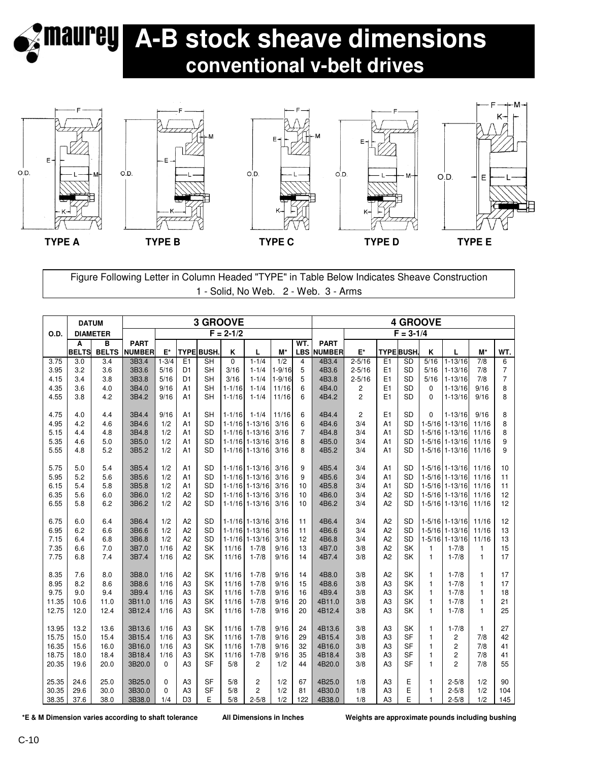# A-B stock sheave dimensions
## conventional v-belt drives

TYPE A TYPE B TYPE C TYPE D TYPE E

Figure Following Letter in Column Headed "TYPE" in Table Below Indicates Sheave Construction
1 - Solid, No Web. 2 - Web. 3 - Arms

| O.D. | DATUM DIAMETER | | 3 GROOVE F = 2-1/2 | | | | | | | | 4 GROOVE F = 3-1/4 | | | | | | | |
|---|---|---|---|---|---|---|---|---|---|---|---|---|---|---|---|---|---|---|
| | A BELTS | B BELTS | PART NUMBER | E* | TYPE | BUSH. | K | L | M* | WT. LBS | PART NUMBER | E* | TYPE | BUSH. | K | L | M* | WT. |
| 3.75 | 3.0 | 3.4 | 3B3.4 | 1-3/4 | E1 | SH | 0 | 1-1/4 | 1/2 | 4 | 4B3.4 | 2-5/16 | E1 | SD | 5/16 | 1-13/16 | 7/8 | 6 |
| 3.95 | 3.2 | 3.6 | 3B3.6 | 5/16 | D1 | SH | 3/16 | 1-1/4 | 1-9/16 | 5 | 4B3.6 | 2-5/16 | E1 | SD | 5/16 | 1-13/16 | 7/8 | 7 |
| 4.15 | 3.4 | 3.8 | 3B3.8 | 5/16 | D1 | SH | 3/16 | 1-1/4 | 1-9/16 | 5 | 4B3.8 | 2-5/16 | E1 | SD | 5/16 | 1-13/16 | 7/8 | 7 |
| 4.35 | 3.6 | 4.0 | 3B4.0 | 9/16 | A1 | SH | 1-1/16 | 1-1/4 | 11/16 | 6 | 4B4.0 | 2 | E1 | SD | 0 | 1-13/16 | 9/16 | 8 |
| 4.55 | 3.8 | 4.2 | 3B4.2 | 9/16 | A1 | SH | 1-1/16 | 1-1/4 | 11/16 | 6 | 4B4.2 | 2 | E1 | SD | 0 | 1-13/16 | 9/16 | 8 |
| 4.75 | 4.0 | 4.4 | 3B4.4 | 9/16 | A1 | SH | 1-1/16 | 1-1/4 | 11/16 | 6 | 4B4.4 | 2 | E1 | SD | 0 | 1-13/16 | 9/16 | 8 |
| 4.95 | 4.2 | 4.6 | 3B4.6 | 1/2 | A1 | SD | 1-1/16 | 1-13/16 | 3/16 | 6 | 4B4.6 | 3/4 | A1 | SD | 1-5/16 | 1-13/16 | 11/16 | 8 |
| 5.15 | 4.4 | 4.8 | 3B4.8 | 1/2 | A1 | SD | 1-1/16 | 1-13/16 | 3/16 | 7 | 4B4.8 | 3/4 | A1 | SD | 1-5/16 | 1-13/16 | 11/16 | 8 |
| 5.35 | 4.6 | 5.0 | 3B5.0 | 1/2 | A1 | SD | 1-1/16 | 1-13/16 | 3/16 | 8 | 4B5.0 | 3/4 | A1 | SD | 1-5/16 | 1-13/16 | 11/16 | 9 |
| 5.55 | 4.8 | 5.2 | 3B5.2 | 1/2 | A1 | SD | 1-1/16 | 1-13/16 | 3/16 | 8 | 4B5.2 | 3/4 | A1 | SD | 1-5/16 | 1-13/16 | 11/16 | 9 |
| 5.75 | 5.0 | 5.4 | 3B5.4 | 1/2 | A1 | SD | 1-1/16 | 1-13/16 | 3/16 | 9 | 4B5.4 | 3/4 | A1 | SD | 1-5/16 | 1-13/16 | 11/16 | 10 |
| 5.95 | 5.2 | 5.6 | 3B5.6 | 1/2 | A1 | SD | 1-1/16 | 1-13/16 | 3/16 | 9 | 4B5.6 | 3/4 | A1 | SD | 1-5/16 | 1-13/16 | 11/16 | 11 |
| 6.15 | 5.4 | 5.8 | 3B5.8 | 1/2 | A1 | SD | 1-1/16 | 1-13/16 | 3/16 | 10 | 4B5.8 | 3/4 | A1 | SD | 1-5/16 | 1-13/16 | 11/16 | 11 |
| 6.35 | 5.6 | 6.0 | 3B6.0 | 1/2 | A2 | SD | 1-1/16 | 1-13/16 | 3/16 | 10 | 4B6.0 | 3/4 | A2 | SD | 1-5/16 | 1-13/16 | 11/16 | 12 |
| 6.55 | 5.8 | 6.2 | 3B6.2 | 1/2 | A2 | SD | 1-1/16 | 1-13/16 | 3/16 | 10 | 4B6.2 | 3/4 | A2 | SD | 1-5/16 | 1-13/16 | 11/16 | 12 |
| 6.75 | 6.0 | 6.4 | 3B6.4 | 1/2 | A2 | SD | 1-1/16 | 1-13/16 | 3/16 | 11 | 4B6.4 | 3/4 | A2 | SD | 1-5/16 | 1-13/16 | 11/16 | 12 |
| 6.95 | 6.2 | 6.6 | 3B6.6 | 1/2 | A2 | SD | 1-1/16 | 1-13/16 | 3/16 | 11 | 4B6.6 | 3/4 | A2 | SD | 1-5/16 | 1-13/16 | 11/16 | 13 |
| 7.15 | 6.4 | 6.8 | 3B6.8 | 1/2 | A2 | SD | 1-1/16 | 1-13/16 | 3/16 | 12 | 4B6.8 | 3/4 | A2 | SD | 1-5/16 | 1-13/16 | 11/16 | 13 |
| 7.35 | 6.6 | 7.0 | 3B7.0 | 1/16 | A2 | SK | 11/16 | 1-7/8 | 9/16 | 13 | 4B7.0 | 3/8 | A2 | SK | 1 | 1-7/8 | 1 | 15 |
| 7.75 | 6.8 | 7.4 | 3B7.4 | 1/16 | A2 | SK | 11/16 | 1-7/8 | 9/16 | 14 | 4B7.4 | 3/8 | A2 | SK | 1 | 1-7/8 | 1 | 17 |
| 8.35 | 7.6 | 8.0 | 3B8.0 | 1/16 | A2 | SK | 11/16 | 1-7/8 | 9/16 | 14 | 4B8.0 | 3/8 | A2 | SK | 1 | 1-7/8 | 1 | 17 |
| 8.95 | 8.2 | 8.6 | 3B8.6 | 1/16 | A3 | SK | 11/16 | 1-7/8 | 9/16 | 15 | 4B8.6 | 3/8 | A3 | SK | 1 | 1-7/8 | 1 | 17 |
| 9.75 | 9.0 | 9.4 | 3B9.4 | 1/16 | A3 | SK | 11/16 | 1-7/8 | 9/16 | 16 | 4B9.4 | 3/8 | A3 | SK | 1 | 1-7/8 | 1 | 18 |
| 11.35 | 10.6 | 11.0 | 3B11.0 | 1/16 | A3 | SK | 11/16 | 1-7/8 | 9/16 | 20 | 4B11.0 | 3/8 | A3 | SK | 1 | 1-7/8 | 1 | 21 |
| 12.75 | 12.0 | 12.4 | 3B12.4 | 1/16 | A3 | SK | 11/16 | 1-7/8 | 9/16 | 20 | 4B12.4 | 3/8 | A3 | SK | 1 | 1-7/8 | 1 | 25 |
| 13.95 | 13.2 | 13.6 | 3B13.6 | 1/16 | A3 | SK | 11/16 | 1-7/8 | 9/16 | 24 | 4B13.6 | 3/8 | A3 | SK | 1 | 1-7/8 | 1 | 27 |
| 15.75 | 15.0 | 15.4 | 3B15.4 | 1/16 | A3 | SK | 11/16 | 1-7/8 | 9/16 | 29 | 4B15.4 | 3/8 | A3 | SF | 1 | 2 | 7/8 | 42 |
| 16.35 | 15.6 | 16.0 | 3B16.0 | 1/16 | A3 | SK | 11/16 | 1-7/8 | 9/16 | 32 | 4B16.0 | 3/8 | A3 | SF | 1 | 2 | 7/8 | 41 |
| 18.75 | 18.0 | 18.4 | 3B18.4 | 1/16 | A3 | SK | 11/16 | 1-7/8 | 9/16 | 35 | 4B18.4 | 3/8 | A3 | SF | 1 | 2 | 7/8 | 41 |
| 20.35 | 19.6 | 20.0 | 3B20.0 | 0 | A3 | SF | 5/8 | 2 | 1/2 | 44 | 4B20.0 | 3/8 | A3 | SF | 1 | 2 | 7/8 | 55 |
| 25.35 | 24.6 | 25.0 | 3B25.0 | 0 | A3 | SF | 5/8 | 2 | 1/2 | 67 | 4B25.0 | 1/8 | A3 | E | 1 | 2-5/8 | 1/2 | 90 |
| 30.35 | 29.6 | 30.0 | 3B30.0 | 0 | A3 | SF | 5/8 | 2 | 1/2 | 81 | 4B30.0 | 1/8 | A3 | E | 1 | 2-5/8 | 1/2 | 104 |
| 38.35 | 37.6 | 38.0 | 3B38.0 | 1/4 | D3 | E | 5/8 | 2-5/8 | 1/2 | 122 | 4B38.0 | 1/8 | A3 | E | 1 | 2-5/8 | 1/2 | 145 |

*E & M Dimension varies according to shaft tolerance     All Dimensions in Inches     Weights are approximate pounds including bushing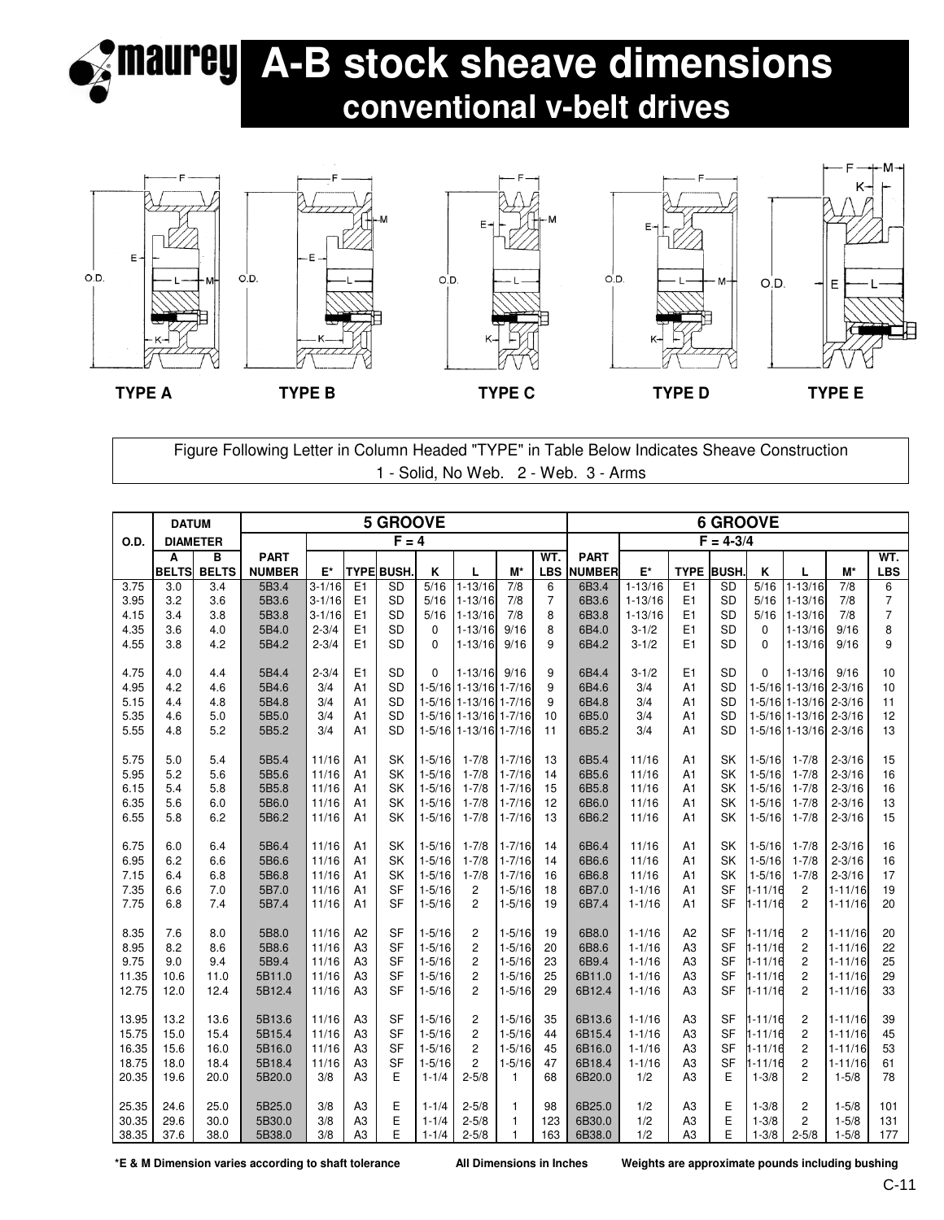# A-B stock sheave dimensions

## conventional v-belt drives

TYPE A TYPE B TYPE C TYPE D TYPE E

Figure Following Letter in Column Headed "TYPE" in Table Below Indicates Sheave Construction
1 - Solid, No Web. 2 - Web. 3 - Arms

| O.D. | DATUM DIAMETER | | 5 GROOVE F = 4 | | | | | | | | 6 GROOVE F = 4-3/4 | | | | | | | |
|---|---|---|---|---|---|---|---|---|---|---|---|---|---|---|---|---|---|---|
| | A BELTS | B BELTS | PART NUMBER | E* | TYPE | BUSH. | K | L | M* | WT. LBS | PART NUMBER | E* | TYPE | BUSH. | K | L | M* | WT. LBS |
| 3.75 | 3.0 | 3.4 | 5B3.4 | 3-1/16 | E1 | SD | 5/16 | 1-13/16 | 7/8 | 6 | 6B3.4 | 1-13/16 | E1 | SD | 5/16 | 1-13/16 | 7/8 | 6 |
| 3.95 | 3.2 | 3.6 | 5B3.6 | 3-1/16 | E1 | SD | 5/16 | 1-13/16 | 7/8 | 7 | 6B3.6 | 1-13/16 | E1 | SD | 5/16 | 1-13/16 | 7/8 | 7 |
| 4.15 | 3.4 | 3.8 | 5B3.8 | 3-1/16 | E1 | SD | 5/16 | 1-13/16 | 7/8 | 8 | 6B3.8 | 1-13/16 | E1 | SD | 5/16 | 1-13/16 | 7/8 | 7 |
| 4.35 | 3.6 | 4.0 | 5B4.0 | 2-3/4 | E1 | SD | 0 | 1-13/16 | 9/16 | 8 | 6B4.0 | 3-1/2 | E1 | SD | 0 | 1-13/16 | 9/16 | 8 |
| 4.55 | 3.8 | 4.2 | 5B4.2 | 2-3/4 | E1 | SD | 0 | 1-13/16 | 9/16 | 9 | 6B4.2 | 3-1/2 | E1 | SD | 0 | 1-13/16 | 9/16 | 9 |
| 4.75 | 4.0 | 4.4 | 5B4.4 | 2-3/4 | E1 | SD | 0 | 1-13/16 | 9/16 | 9 | 6B4.4 | 3-1/2 | E1 | SD | 0 | 1-13/16 | 9/16 | 10 |
| 4.95 | 4.2 | 4.6 | 5B4.6 | 3/4 | A1 | SD | 1-5/16 | 1-13/16 | 1-7/16 | 9 | 6B4.6 | 3/4 | A1 | SD | 1-5/16 | 1-13/16 | 2-3/16 | 10 |
| 5.15 | 4.4 | 4.8 | 5B4.8 | 3/4 | A1 | SD | 1-5/16 | 1-13/16 | 1-7/16 | 9 | 6B4.8 | 3/4 | A1 | SD | 1-5/16 | 1-13/16 | 2-3/16 | 11 |
| 5.35 | 4.6 | 5.0 | 5B5.0 | 3/4 | A1 | SD | 1-5/16 | 1-13/16 | 1-7/16 | 10 | 6B5.0 | 3/4 | A1 | SD | 1-5/16 | 1-13/16 | 2-3/16 | 12 |
| 5.55 | 4.8 | 5.2 | 5B5.2 | 3/4 | A1 | SD | 1-5/16 | 1-13/16 | 1-7/16 | 11 | 6B5.2 | 3/4 | A1 | SD | 1-5/16 | 1-13/16 | 2-3/16 | 13 |
| 5.75 | 5.0 | 5.4 | 5B5.4 | 11/16 | A1 | SK | 1-5/16 | 1-7/8 | 1-7/16 | 13 | 6B5.4 | 11/16 | A1 | SK | 1-5/16 | 1-7/8 | 2-3/16 | 15 |
| 5.95 | 5.2 | 5.6 | 5B5.6 | 11/16 | A1 | SK | 1-5/16 | 1-7/8 | 1-7/16 | 14 | 6B5.6 | 11/16 | A1 | SK | 1-5/16 | 1-7/8 | 2-3/16 | 16 |
| 6.15 | 5.4 | 5.8 | 5B5.8 | 11/16 | A1 | SK | 1-5/16 | 1-7/8 | 1-7/16 | 15 | 6B5.8 | 11/16 | A1 | SK | 1-5/16 | 1-7/8 | 2-3/16 | 16 |
| 6.35 | 5.6 | 6.0 | 5B6.0 | 11/16 | A1 | SK | 1-5/16 | 1-7/8 | 1-7/16 | 12 | 6B6.0 | 11/16 | A1 | SK | 1-5/16 | 1-7/8 | 2-3/16 | 13 |
| 6.55 | 5.8 | 6.2 | 5B6.2 | 11/16 | A1 | SK | 1-5/16 | 1-7/8 | 1-7/16 | 13 | 6B6.2 | 11/16 | A1 | SK | 1-5/16 | 1-7/8 | 2-3/16 | 15 |
| 6.75 | 6.0 | 6.4 | 5B6.4 | 11/16 | A1 | SK | 1-5/16 | 1-7/8 | 1-7/16 | 14 | 6B6.4 | 11/16 | A1 | SK | 1-5/16 | 1-7/8 | 2-3/16 | 16 |
| 6.95 | 6.2 | 6.6 | 5B6.6 | 11/16 | A1 | SK | 1-5/16 | 1-7/8 | 1-7/16 | 14 | 6B6.6 | 11/16 | A1 | SK | 1-5/16 | 1-7/8 | 2-3/16 | 16 |
| 7.15 | 6.4 | 6.8 | 5B6.8 | 11/16 | A1 | SK | 1-5/16 | 1-7/8 | 1-7/16 | 16 | 6B6.8 | 11/16 | A1 | SK | 1-5/16 | 1-7/8 | 2-3/16 | 17 |
| 7.35 | 6.6 | 7.0 | 5B7.0 | 11/16 | A1 | SF | 1-5/16 | 2 | 1-5/16 | 18 | 6B7.0 | 1-1/16 | A1 | SF | 1-11/16 | 2 | 1-11/16 | 19 |
| 7.75 | 6.8 | 7.4 | 5B7.4 | 11/16 | A1 | SF | 1-5/16 | 2 | 1-5/16 | 19 | 6B7.4 | 1-1/16 | A1 | SF | 1-11/16 | 2 | 1-11/16 | 20 |
| 8.35 | 7.6 | 8.0 | 5B8.0 | 11/16 | A2 | SF | 1-5/16 | 2 | 1-5/16 | 19 | 6B8.0 | 1-1/16 | A2 | SF | 1-11/16 | 2 | 1-11/16 | 20 |
| 8.95 | 8.2 | 8.6 | 5B8.6 | 11/16 | A3 | SF | 1-5/16 | 2 | 1-5/16 | 20 | 6B8.6 | 1-1/16 | A3 | SF | 1-11/16 | 2 | 1-11/16 | 22 |
| 9.75 | 9.0 | 9.4 | 5B9.4 | 11/16 | A3 | SF | 1-5/16 | 2 | 1-5/16 | 23 | 6B9.4 | 1-1/16 | A3 | SF | 1-11/16 | 2 | 1-11/16 | 25 |
| 11.35 | 10.6 | 11.0 | 5B11.0 | 11/16 | A3 | SF | 1-5/16 | 2 | 1-5/16 | 25 | 6B11.0 | 1-1/16 | A3 | SF | 1-11/16 | 2 | 1-11/16 | 29 |
| 12.75 | 12.0 | 12.4 | 5B12.4 | 11/16 | A3 | SF | 1-5/16 | 2 | 1-5/16 | 29 | 6B12.4 | 1-1/16 | A3 | SF | 1-11/16 | 2 | 1-11/16 | 33 |
| 13.95 | 13.2 | 13.6 | 5B13.6 | 11/16 | A3 | SF | 1-5/16 | 2 | 1-5/16 | 35 | 6B13.6 | 1-1/16 | A3 | SF | 1-11/16 | 2 | 1-11/16 | 39 |
| 15.75 | 15.0 | 15.4 | 5B15.4 | 11/16 | A3 | SF | 1-5/16 | 2 | 1-5/16 | 44 | 6B15.4 | 1-1/16 | A3 | SF | 1-11/16 | 2 | 1-11/16 | 45 |
| 16.35 | 15.6 | 16.0 | 5B16.0 | 11/16 | A3 | SF | 1-5/16 | 2 | 1-5/16 | 45 | 6B16.0 | 1-1/16 | A3 | SF | 1-11/16 | 2 | 1-11/16 | 53 |
| 18.75 | 18.0 | 18.4 | 5B18.4 | 11/16 | A3 | SF | 1-5/16 | 2 | 1-5/16 | 47 | 6B18.4 | 1-1/16 | A3 | SF | 1-11/16 | 2 | 1-11/16 | 61 |
| 20.35 | 19.6 | 20.0 | 5B20.0 | 3/8 | A3 | E | 1-1/4 | 2-5/8 | 1 | 68 | 6B20.0 | 1/2 | A3 | E | 1-3/8 | 2 | 1-5/8 | 78 |
| 25.35 | 24.6 | 25.0 | 5B25.0 | 3/8 | A3 | E | 1-1/4 | 2-5/8 | 1 | 98 | 6B25.0 | 1/2 | A3 | E | 1-3/8 | 2 | 1-5/8 | 101 |
| 30.35 | 29.6 | 30.0 | 5B30.0 | 3/8 | A3 | E | 1-1/4 | 2-5/8 | 1 | 123 | 6B30.0 | 1/2 | A3 | E | 1-3/8 | 2 | 1-5/8 | 131 |
| 38.35 | 37.6 | 38.0 | 5B38.0 | 3/8 | A3 | E | 1-1/4 | 2-5/8 | 1 | 163 | 6B38.0 | 1/2 | A3 | E | 1-3/8 | 2-5/8 | 1-5/8 | 177 |

**\*E & M Dimension varies according to shaft tolerance** **All Dimensions in Inches** **Weights are approximate pounds including bushing**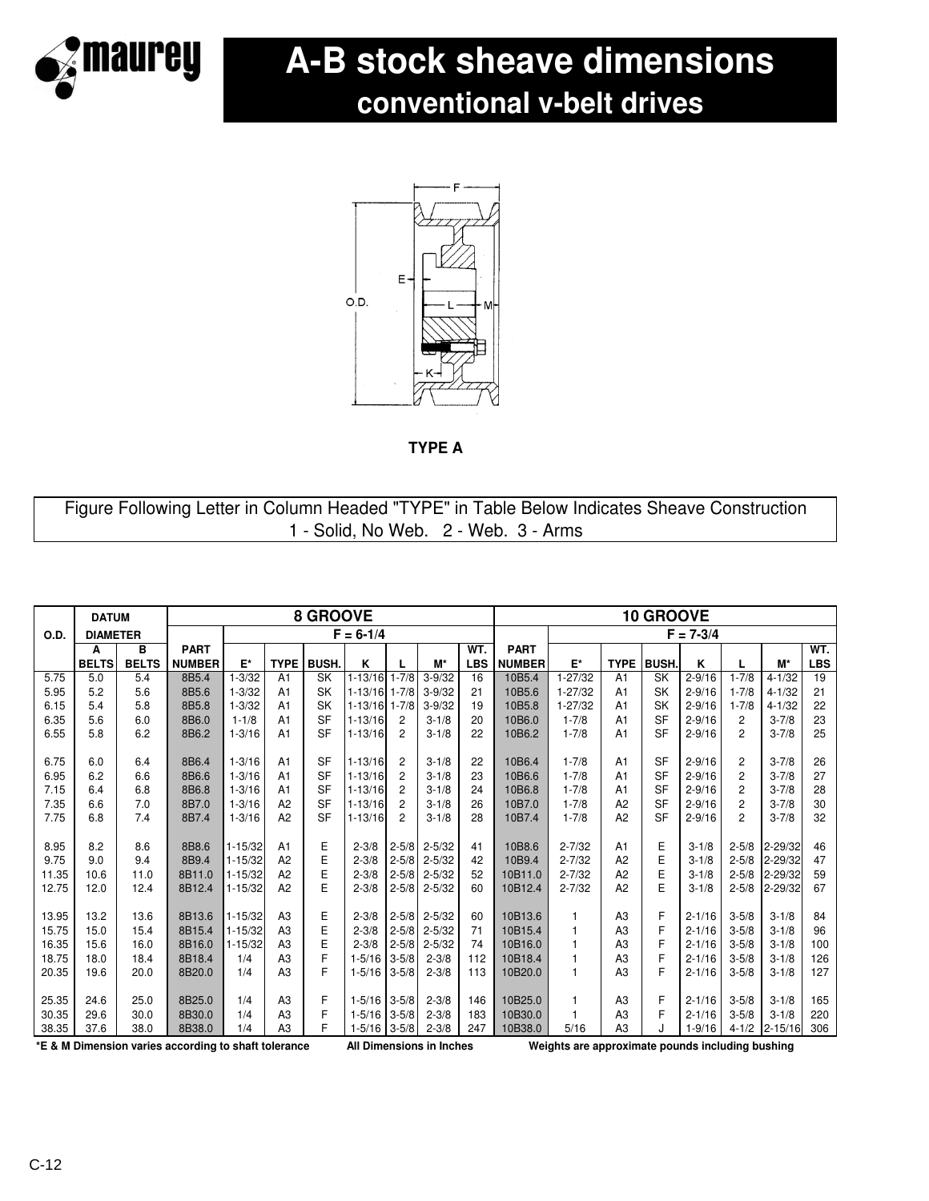# A-B stock sheave dimensions
## conventional v-belt drives

F
E
O.D.
L
M
K

**TYPE A**

Figure Following Letter in Column Headed "TYPE" in Table Below Indicates Sheave Construction
1 - Solid, No Web. 2 - Web. 3 - Arms

| O.D. | DATUM DIAMETER | | 8 GROOVE | | | | | | | | 10 GROOVE | | | | | | | |
|---|---|---|---|---|---|---|---|---|---|---|---|---|---|---|---|---|---|---|
| | | | | F = 6-1/4 | | | | | | | | F = 7-3/4 | | | | | | |
| | A BELTS | B BELTS | PART NUMBER | E* | TYPE | BUSH. | K | L | M* | WT. LBS | PART NUMBER | E* | TYPE | BUSH. | K | L | M* | WT. LBS |
| 5.75 | 5.0 | 5.4 | 8B5.4 | 1-3/32 | A1 | SK | 1-13/16 | 1-7/8 | 3-9/32 | 16 | 10B5.4 | 1-27/32 | A1 | SK | 2-9/16 | 1-7/8 | 4-1/32 | 19 |
| 5.95 | 5.2 | 5.6 | 8B5.6 | 1-3/32 | A1 | SK | 1-13/16 | 1-7/8 | 3-9/32 | 21 | 10B5.6 | 1-27/32 | A1 | SK | 2-9/16 | 1-7/8 | 4-1/32 | 21 |
| 6.15 | 5.4 | 5.8 | 8B5.8 | 1-3/32 | A1 | SK | 1-13/16 | 1-7/8 | 3-9/32 | 19 | 10B5.8 | 1-27/32 | A1 | SK | 2-9/16 | 1-7/8 | 4-1/32 | 22 |
| 6.35 | 5.6 | 6.0 | 8B6.0 | 1-1/8 | A1 | SF | 1-13/16 | 2 | 3-1/8 | 20 | 10B6.0 | 1-7/8 | A1 | SF | 2-9/16 | 2 | 3-7/8 | 23 |
| 6.55 | 5.8 | 6.2 | 8B6.2 | 1-3/16 | A1 | SF | 1-13/16 | 2 | 3-1/8 | 22 | 10B6.2 | 1-7/8 | A1 | SF | 2-9/16 | 2 | 3-7/8 | 25 |
| 6.75 | 6.0 | 6.4 | 8B6.4 | 1-3/16 | A1 | SF | 1-13/16 | 2 | 3-1/8 | 22 | 10B6.4 | 1-7/8 | A1 | SF | 2-9/16 | 2 | 3-7/8 | 26 |
| 6.95 | 6.2 | 6.6 | 8B6.6 | 1-3/16 | A1 | SF | 1-13/16 | 2 | 3-1/8 | 23 | 10B6.6 | 1-7/8 | A1 | SF | 2-9/16 | 2 | 3-7/8 | 27 |
| 7.15 | 6.4 | 6.8 | 8B6.8 | 1-3/16 | A1 | SF | 1-13/16 | 2 | 3-1/8 | 24 | 10B6.8 | 1-7/8 | A1 | SF | 2-9/16 | 2 | 3-7/8 | 28 |
| 7.35 | 6.6 | 7.0 | 8B7.0 | 1-3/16 | A2 | SF | 1-13/16 | 2 | 3-1/8 | 26 | 10B7.0 | 1-7/8 | A2 | SF | 2-9/16 | 2 | 3-7/8 | 30 |
| 7.75 | 6.8 | 7.4 | 8B7.4 | 1-3/16 | A2 | SF | 1-13/16 | 2 | 3-1/8 | 28 | 10B7.4 | 1-7/8 | A2 | SF | 2-9/16 | 2 | 3-7/8 | 32 |
| 8.95 | 8.2 | 8.6 | 8B8.6 | 1-15/32 | A1 | E | 2-3/8 | 2-5/8 | 2-5/32 | 41 | 10B8.6 | 2-7/32 | A1 | E | 3-1/8 | 2-5/8 | 2-29/32 | 46 |
| 9.75 | 9.0 | 9.4 | 8B9.4 | 1-15/32 | A2 | E | 2-3/8 | 2-5/8 | 2-5/32 | 42 | 10B9.4 | 2-7/32 | A2 | E | 3-1/8 | 2-5/8 | 2-29/32 | 47 |
| 11.35 | 10.6 | 11.0 | 8B11.0 | 1-15/32 | A2 | E | 2-3/8 | 2-5/8 | 2-5/32 | 52 | 10B11.0 | 2-7/32 | A2 | E | 3-1/8 | 2-5/8 | 2-29/32 | 59 |
| 12.75 | 12.0 | 12.4 | 8B12.4 | 1-15/32 | A2 | E | 2-3/8 | 2-5/8 | 2-5/32 | 60 | 10B12.4 | 2-7/32 | A2 | E | 3-1/8 | 2-5/8 | 2-29/32 | 67 |
| 13.95 | 13.2 | 13.6 | 8B13.6 | 1-15/32 | A3 | E | 2-3/8 | 2-5/8 | 2-5/32 | 60 | 10B13.6 | 1 | A3 | F | 2-1/16 | 3-5/8 | 3-1/8 | 84 |
| 15.75 | 15.0 | 15.4 | 8B15.4 | 1-15/32 | A3 | E | 2-3/8 | 2-5/8 | 2-5/32 | 71 | 10B15.4 | 1 | A3 | F | 2-1/16 | 3-5/8 | 3-1/8 | 96 |
| 16.35 | 15.6 | 16.0 | 8B16.0 | 1-15/32 | A3 | E | 2-3/8 | 2-5/8 | 2-5/32 | 74 | 10B16.0 | 1 | A3 | F | 2-1/16 | 3-5/8 | 3-1/8 | 100 |
| 18.75 | 18.0 | 18.4 | 8B18.4 | 1/4 | A3 | F | 1-5/16 | 3-5/8 | 2-3/8 | 112 | 10B18.4 | 1 | A3 | F | 2-1/16 | 3-5/8 | 3-1/8 | 126 |
| 20.35 | 19.6 | 20.0 | 8B20.0 | 1/4 | A3 | F | 1-5/16 | 3-5/8 | 2-3/8 | 113 | 10B20.0 | 1 | A3 | F | 2-1/16 | 3-5/8 | 3-1/8 | 127 |
| 25.35 | 24.6 | 25.0 | 8B25.0 | 1/4 | A3 | F | 1-5/16 | 3-5/8 | 2-3/8 | 146 | 10B25.0 | 1 | A3 | F | 2-1/16 | 3-5/8 | 3-1/8 | 165 |
| 30.35 | 29.6 | 30.0 | 8B30.0 | 1/4 | A3 | F | 1-5/16 | 3-5/8 | 2-3/8 | 183 | 10B30.0 | 1 | A3 | F | 2-1/16 | 3-5/8 | 3-1/8 | 220 |
| 38.35 | 37.6 | 38.0 | 8B38.0 | 1/4 | A3 | F | 1-5/16 | 3-5/8 | 2-3/8 | 247 | 10B38.0 | 5/16 | A3 | J | 1-9/16 | 4-1/2 | 2-15/16 | 306 |

**\*E & M Dimension varies according to shaft tolerance** **All Dimensions in Inches** **Weights are approximate pounds including bushing**